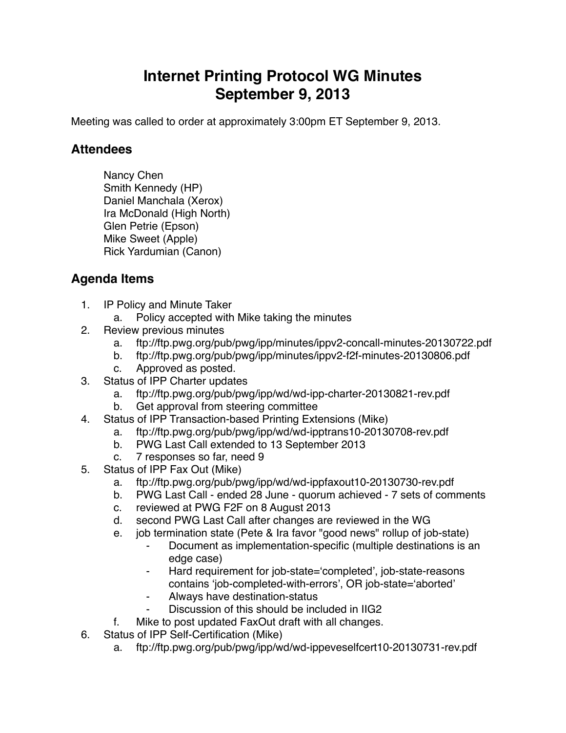# Internet Printing Protocol WG Minutes
# September 9, 2013

Meeting was called to order at approximately 3:00pm ET September 9, 2013.

## Attendees

Nancy Chen  
Smith Kennedy (HP)  
Daniel Manchala (Xerox)  
Ira McDonald (High North)  
Glen Petrie (Epson)  
Mike Sweet (Apple)  
Rick Yardumian (Canon)

## Agenda Items

1. IP Policy and Minute Taker
    a. Policy accepted with Mike taking the minutes
2. Review previous minutes
    a. ftp://ftp.pwg.org/pub/pwg/ipp/minutes/ippv2-concall-minutes-20130722.pdf
    b. ftp://ftp.pwg.org/pub/pwg/ipp/minutes/ippv2-f2f-minutes-20130806.pdf
    c. Approved as posted.
3. Status of IPP Charter updates
    a. ftp://ftp.pwg.org/pub/pwg/ipp/wd/wd-ipp-charter-20130821-rev.pdf
    b. Get approval from steering committee
4. Status of IPP Transaction-based Printing Extensions (Mike)
    a. ftp://ftp.pwg.org/pub/pwg/ipp/wd/wd-ipptrans10-20130708-rev.pdf
    b. PWG Last Call extended to 13 September 2013
    c. 7 responses so far, need 9
5. Status of IPP Fax Out (Mike)
    a. ftp://ftp.pwg.org/pub/pwg/ipp/wd/wd-ippfaxout10-20130730-rev.pdf
    b. PWG Last Call - ended 28 June - quorum achieved - 7 sets of comments
    c. reviewed at PWG F2F on 8 August 2013
    d. second PWG Last Call after changes are reviewed in the WG
    e. job termination state (Pete & Ira favor "good news" rollup of job-state)
        - Document as implementation-specific (multiple destinations is an edge case)
        - Hard requirement for job-state='completed', job-state-reasons contains 'job-completed-with-errors', OR job-state='aborted'
        - Always have destination-status
        - Discussion of this should be included in IIG2
    f. Mike to post updated FaxOut draft with all changes.
6. Status of IPP Self-Certification (Mike)
    a. ftp://ftp.pwg.org/pub/pwg/ipp/wd/wd-ippeveselfcert10-20130731-rev.pdf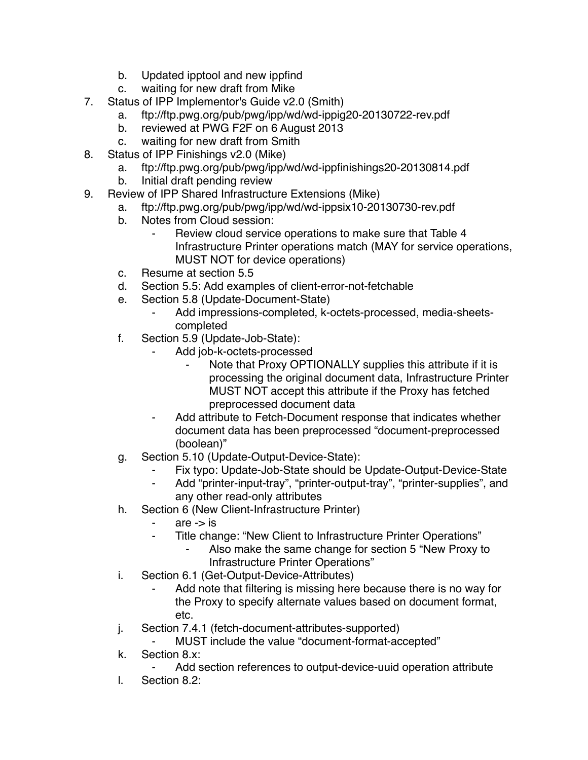b. Updated ipptool and new ippfind
   c. waiting for new draft from Mike
7. Status of IPP Implementor's Guide v2.0 (Smith)
   a. ftp://ftp.pwg.org/pub/pwg/ipp/wd/wd-ippig20-20130722-rev.pdf
   b. reviewed at PWG F2F on 6 August 2013
   c. waiting for new draft from Smith
8. Status of IPP Finishings v2.0 (Mike)
   a. ftp://ftp.pwg.org/pub/pwg/ipp/wd/wd-ippfinishings20-20130814.pdf
   b. Initial draft pending review
9. Review of IPP Shared Infrastructure Extensions (Mike)
   a. ftp://ftp.pwg.org/pub/pwg/ipp/wd/wd-ippsix10-20130730-rev.pdf
   b. Notes from Cloud session:
      - Review cloud service operations to make sure that Table 4 Infrastructure Printer operations match (MAY for service operations, MUST NOT for device operations)
   c. Resume at section 5.5
   d. Section 5.5: Add examples of client-error-not-fetchable
   e. Section 5.8 (Update-Document-State)
      - Add impressions-completed, k-octets-processed, media-sheets-completed
   f. Section 5.9 (Update-Job-State):
      - Add job-k-octets-processed
         - Note that Proxy OPTIONALLY supplies this attribute if it is processing the original document data, Infrastructure Printer MUST NOT accept this attribute if the Proxy has fetched preprocessed document data
      - Add attribute to Fetch-Document response that indicates whether document data has been preprocessed "document-preprocessed (boolean)"
   g. Section 5.10 (Update-Output-Device-State):
      - Fix typo: Update-Job-State should be Update-Output-Device-State
      - Add "printer-input-tray", "printer-output-tray", "printer-supplies", and any other read-only attributes
   h. Section 6 (New Client-Infrastructure Printer)
      - are -> is
      - Title change: "New Client to Infrastructure Printer Operations"
         - Also make the same change for section 5 "New Proxy to Infrastructure Printer Operations"
   i. Section 6.1 (Get-Output-Device-Attributes)
      - Add note that filtering is missing here because there is no way for the Proxy to specify alternate values based on document format, etc.
   j. Section 7.4.1 (fetch-document-attributes-supported)
      - MUST include the value "document-format-accepted"
   k. Section 8.x:
      - Add section references to output-device-uuid operation attribute
   l. Section 8.2: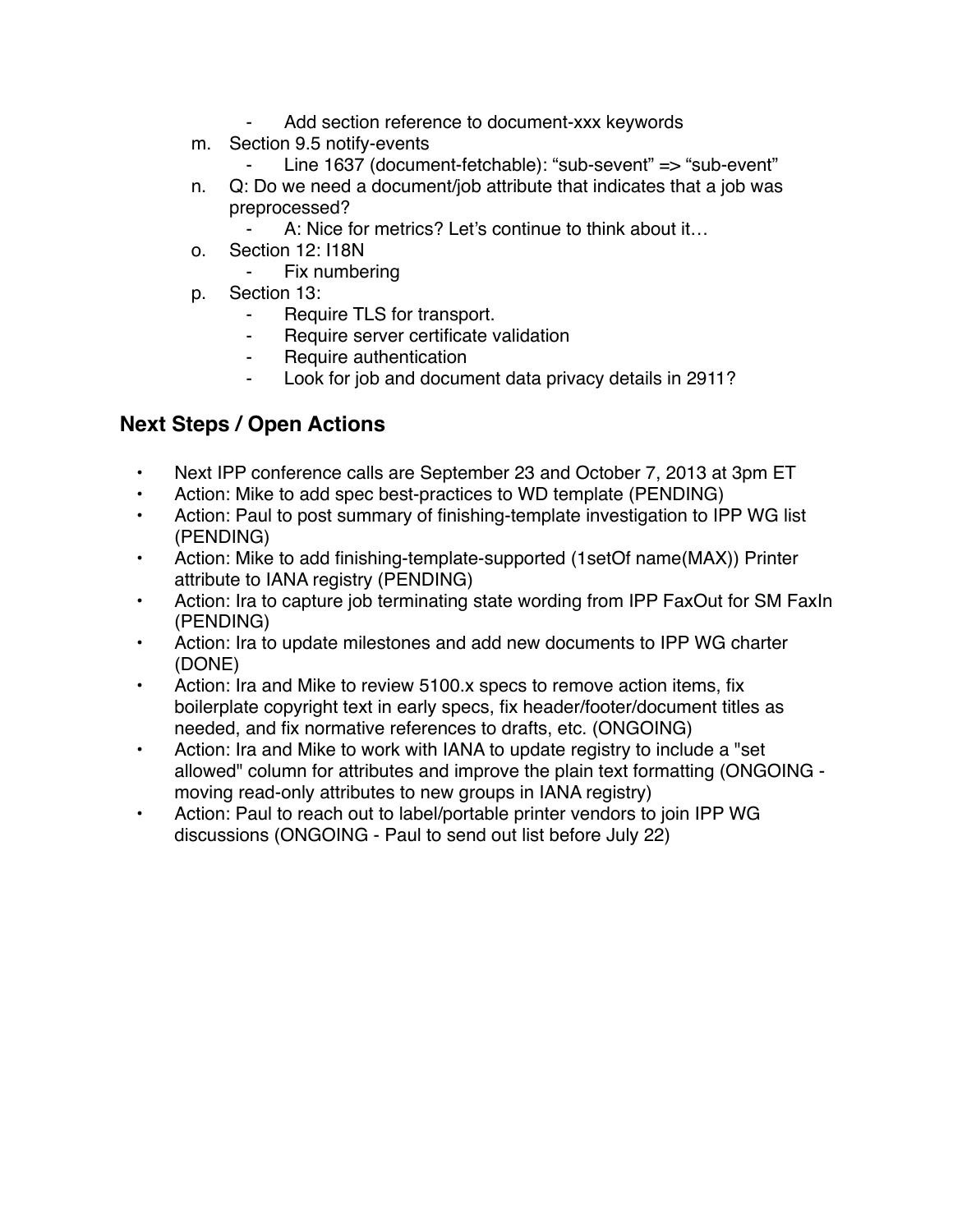- Add section reference to document-xxx keywords
m. Section 9.5 notify-events
    - Line 1637 (document-fetchable): “sub-sevent” => “sub-event”
n. Q: Do we need a document/job attribute that indicates that a job was preprocessed?
    - A: Nice for metrics? Let’s continue to think about it…
o. Section 12: I18N
    - Fix numbering
p. Section 13:
    - Require TLS for transport.
    - Require server certificate validation
    - Require authentication
    - Look for job and document data privacy details in 2911?

## Next Steps / Open Actions

- Next IPP conference calls are September 23 and October 7, 2013 at 3pm ET
- Action: Mike to add spec best-practices to WD template (PENDING)
- Action: Paul to post summary of finishing-template investigation to IPP WG list (PENDING)
- Action: Mike to add finishing-template-supported (1setOf name(MAX)) Printer attribute to IANA registry (PENDING)
- Action: Ira to capture job terminating state wording from IPP FaxOut for SM FaxIn (PENDING)
- Action: Ira to update milestones and add new documents to IPP WG charter (DONE)
- Action: Ira and Mike to review 5100.x specs to remove action items, fix boilerplate copyright text in early specs, fix header/footer/document titles as needed, and fix normative references to drafts, etc. (ONGOING)
- Action: Ira and Mike to work with IANA to update registry to include a "set allowed" column for attributes and improve the plain text formatting (ONGOING - moving read-only attributes to new groups in IANA registry)
- Action: Paul to reach out to label/portable printer vendors to join IPP WG discussions (ONGOING - Paul to send out list before July 22)